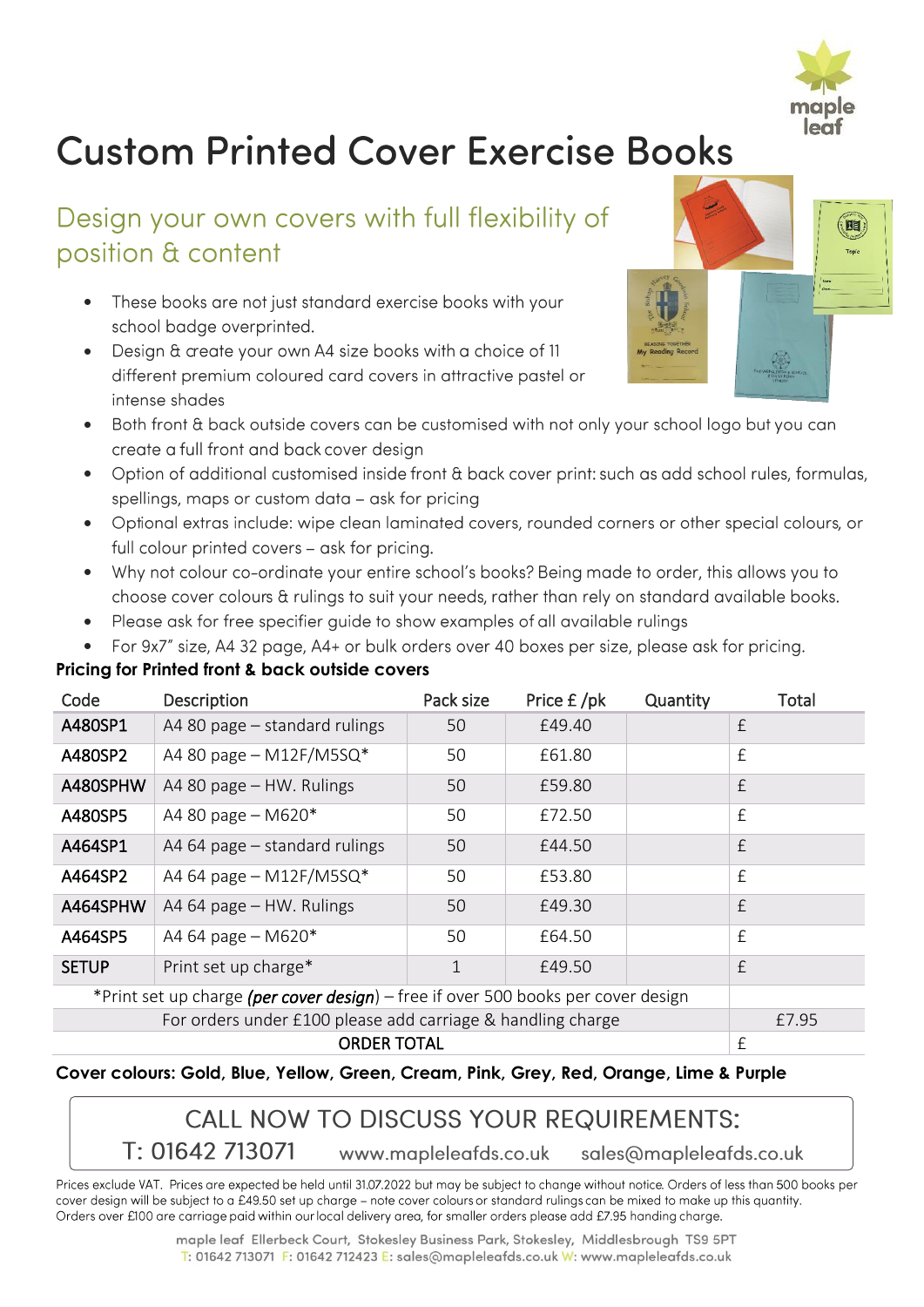# Custom Printed Cover Exercise Books

## Design your own covers with full flexibility of position & content

- These books are not just standard exercise books with your school badge overprinted.
- Design & create your own A4 size books with a choice of 11 different premium coloured card covers in attractive pastel or intense shades
- Both front & back outside covers can be customised with not only your school logo but you can create a full front and back cover design
- Option of additional customised inside front & back cover print: such as add school rules, formulas, spellings, maps or custom data – ask for pricing
- Optional extras include: wipe clean laminated covers, rounded corners or other special colours, or full colour printed covers – ask for pricing.
- Why not colour co-ordinate your entire school's books? Being made to order, this allows you to choose cover colours & rulings to suit your needs, rather than rely on standard available books.
- Please ask for free specifier guide to show examples of all available rulings
- For 9x7" size, A4 32 page, A4+ or bulk orders over 40 boxes per size, please ask for pricing.

**Pricing for Printed front & back outside covers**

| Code | Description | Pack size | Price £ /pk | Quantity | Total |
|---|---|---|---|---|---|
| A480SP1 | A4 80 page – standard rulings | 50 | £49.40 | | £ |
| A480SP2 | A4 80 page – M12F/M5SQ* | 50 | £61.80 | | £ |
| A480SPHW | A4 80 page – HW. Rulings | 50 | £59.80 | | £ |
| A480SP5 | A4 80 page – M620* | 50 | £72.50 | | £ |
| A464SP1 | A4 64 page – standard rulings | 50 | £44.50 | | £ |
| A464SP2 | A4 64 page – M12F/M5SQ* | 50 | £53.80 | | £ |
| A464SPHW | A4 64 page – HW. Rulings | 50 | £49.30 | | £ |
| A464SP5 | A4 64 page – M620* | 50 | £64.50 | | £ |
| SETUP | Print set up charge* | 1 | £49.50 | | £ |
| *Print set up charge ***(per cover design)*** – free if over 500 books per cover design | | | | | |
| For orders under £100 please add carriage & handling charge | | | | | £7.95 |
| ORDER TOTAL | | | | | £ |

**Cover colours: Gold, Blue, Yellow, Green, Cream, Pink, Grey, Red, Orange, Lime & Purple**

CALL NOW TO DISCUSS YOUR REQUIREMENTS:

T: 01642 713071 www.mapleleafds.co.uk sales@mapleleafds.co.uk

Prices exclude VAT. Prices are expected be held until 31.07.2022 but may be subject to change without notice. Orders of less than 500 books per cover design will be subject to a £49.50 set up charge – note cover colours or standard rulings can be mixed to make up this quantity. Orders over £100 are carriage paid within our local delivery area, for smaller orders please add £7.95 handing charge.

maple leaf Ellerbeck Court, Stokesley Business Park, Stokesley, Middlesbrough TS9 5PT
T: 01642 713071 F: 01642 712423 E: sales@mapleleafds.co.uk W: www.mapleleafds.co.uk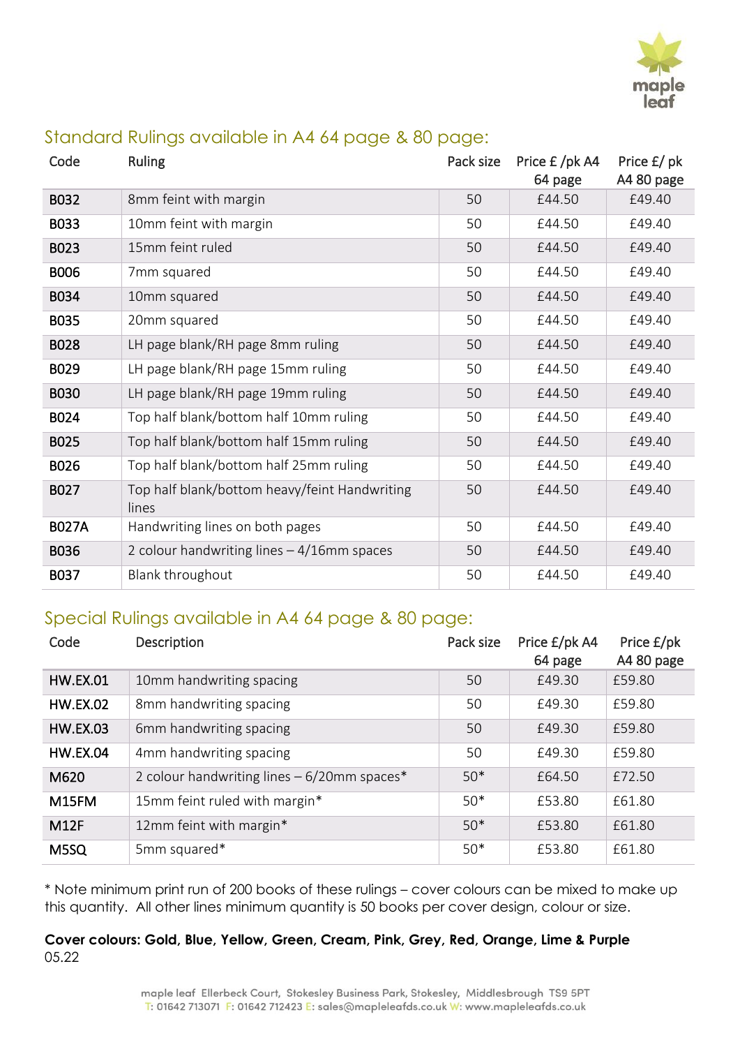## Standard Rulings available in A4 64 page & 80 page:

| Code | Ruling | Pack size | Price £ /pk A4 64 page | Price £/ pk A4 80 page |
|---|---|---|---|---|
| **B032** | 8mm feint with margin | 50 | £44.50 | £49.40 |
| **B033** | 10mm feint with margin | 50 | £44.50 | £49.40 |
| **B023** | 15mm feint ruled | 50 | £44.50 | £49.40 |
| **B006** | 7mm squared | 50 | £44.50 | £49.40 |
| **B034** | 10mm squared | 50 | £44.50 | £49.40 |
| **B035** | 20mm squared | 50 | £44.50 | £49.40 |
| **B028** | LH page blank/RH page 8mm ruling | 50 | £44.50 | £49.40 |
| **B029** | LH page blank/RH page 15mm ruling | 50 | £44.50 | £49.40 |
| **B030** | LH page blank/RH page 19mm ruling | 50 | £44.50 | £49.40 |
| **B024** | Top half blank/bottom half 10mm ruling | 50 | £44.50 | £49.40 |
| **B025** | Top half blank/bottom half 15mm ruling | 50 | £44.50 | £49.40 |
| **B026** | Top half blank/bottom half 25mm ruling | 50 | £44.50 | £49.40 |
| **B027** | Top half blank/bottom heavy/feint Handwriting lines | 50 | £44.50 | £49.40 |
| **B027A** | Handwriting lines on both pages | 50 | £44.50 | £49.40 |
| **B036** | 2 colour handwriting lines – 4/16mm spaces | 50 | £44.50 | £49.40 |
| **B037** | Blank throughout | 50 | £44.50 | £49.40 |

## Special Rulings available in A4 64 page & 80 page:

| Code | Description | Pack size | Price £/pk A4 64 page | Price £/pk A4 80 page |
|---|---|---|---|---|
| **HW.EX.01** | 10mm handwriting spacing | 50 | £49.30 | £59.80 |
| **HW.EX.02** | 8mm handwriting spacing | 50 | £49.30 | £59.80 |
| **HW.EX.03** | 6mm handwriting spacing | 50 | £49.30 | £59.80 |
| **HW.EX.04** | 4mm handwriting spacing | 50 | £49.30 | £59.80 |
| **M620** | 2 colour handwriting lines – 6/20mm spaces* | 50* | £64.50 | £72.50 |
| **M15FM** | 15mm feint ruled with margin* | 50* | £53.80 | £61.80 |
| **M12F** | 12mm feint with margin* | 50* | £53.80 | £61.80 |
| **M5SQ** | 5mm squared* | 50* | £53.80 | £61.80 |

* Note minimum print run of 200 books of these rulings – cover colours can be mixed to make up this quantity. All other lines minimum quantity is 50 books per cover design, colour or size.

**Cover colours: Gold, Blue, Yellow, Green, Cream, Pink, Grey, Red, Orange, Lime & Purple**
05.22

maple leaf Ellerbeck Court, Stokesley Business Park, Stokesley, Middlesbrough TS9 5PT
T: 01642 713071 F: 01642 712423 E: sales@mapleleafds.co.uk W: www.mapleleafds.co.uk